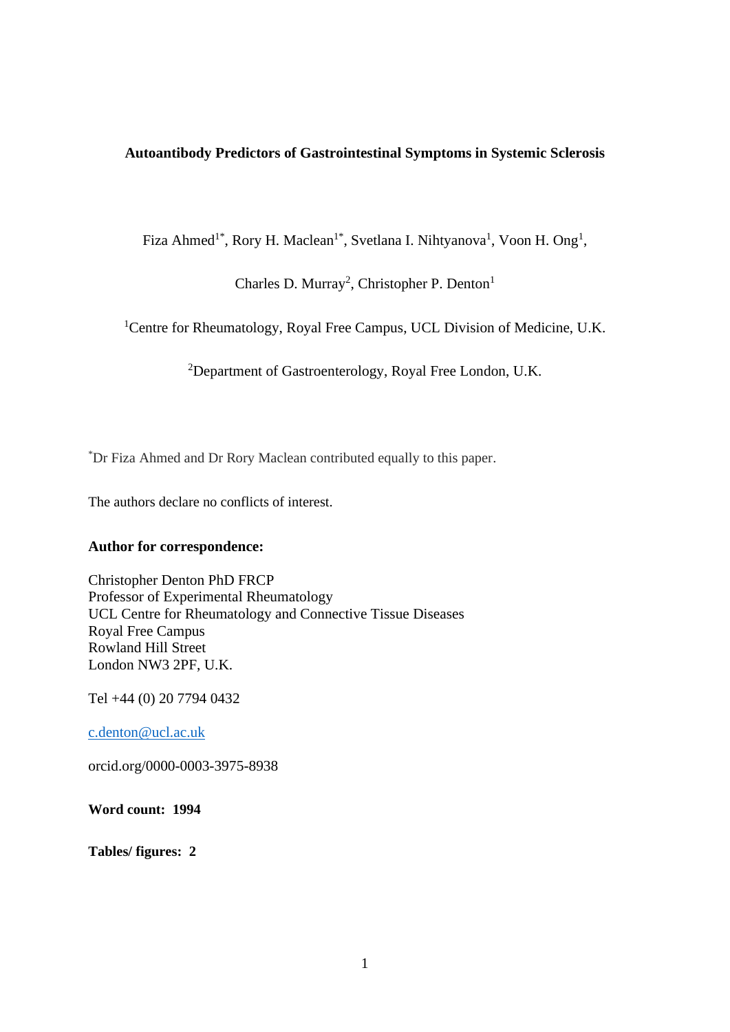# Autoantibody Predictors of Gastrointestinal Symptoms in Systemic Sclerosis

Fiza Ahmed[1*], Rory H. Maclean[1*], Svetlana I. Nihtyanova[1], Voon H. Ong[1],

Charles D. Murray[2], Christopher P. Denton[1]

[1]Centre for Rheumatology, Royal Free Campus, UCL Division of Medicine, U.K.

[2]Department of Gastroenterology, Royal Free London, U.K.

[*]Dr Fiza Ahmed and Dr Rory Maclean contributed equally to this paper.

The authors declare no conflicts of interest.

**Author for correspondence:**

Christopher Denton PhD FRCP
Professor of Experimental Rheumatology
UCL Centre for Rheumatology and Connective Tissue Diseases
Royal Free Campus
Rowland Hill Street
London NW3 2PF, U.K.

Tel +44 (0) 20 7794 0432

c.denton@ucl.ac.uk

orcid.org/0000-0003-3975-8938

**Word count: 1994**

**Tables/ figures: 2**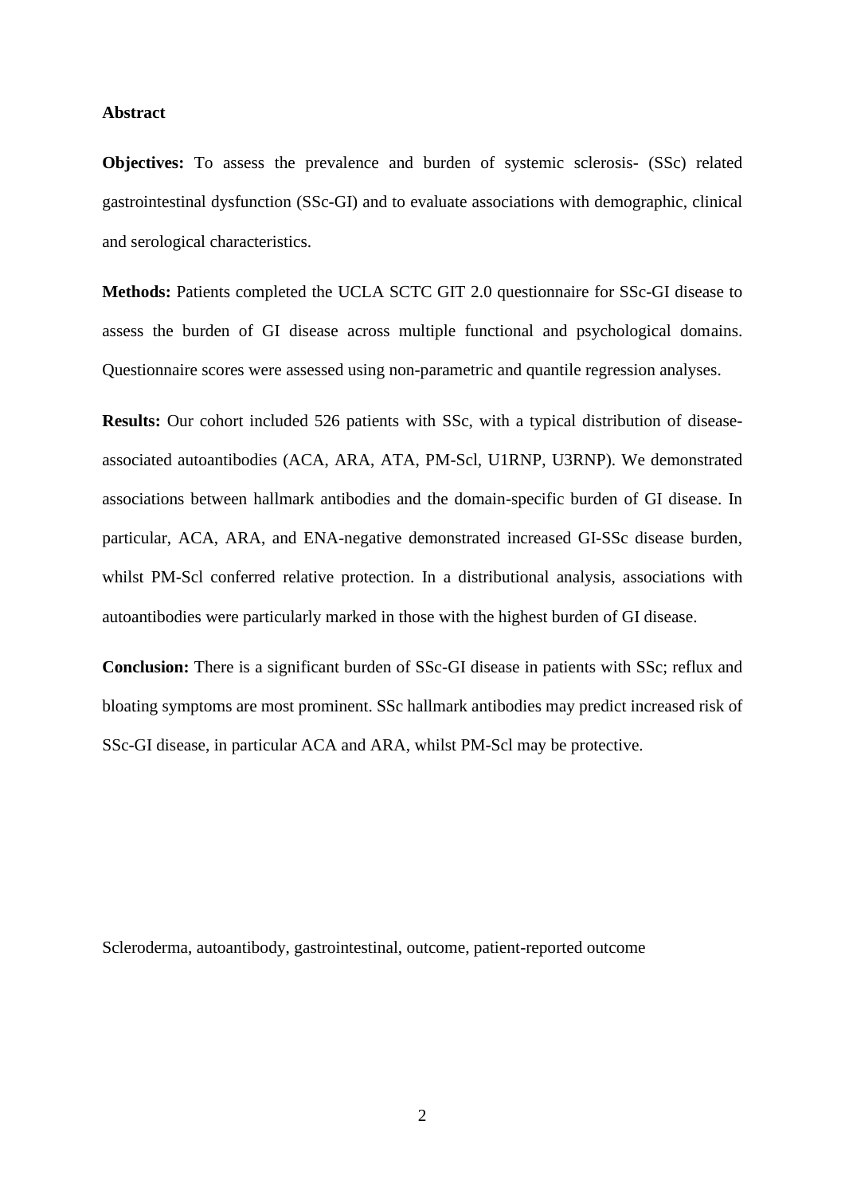## Abstract

**Objectives:** To assess the prevalence and burden of systemic sclerosis- (SSc) related gastrointestinal dysfunction (SSc-GI) and to evaluate associations with demographic, clinical and serological characteristics.

**Methods:** Patients completed the UCLA SCTC GIT 2.0 questionnaire for SSc-GI disease to assess the burden of GI disease across multiple functional and psychological domains. Questionnaire scores were assessed using non-parametric and quantile regression analyses.

**Results:** Our cohort included 526 patients with SSc, with a typical distribution of disease-associated autoantibodies (ACA, ARA, ATA, PM-Scl, U1RNP, U3RNP). We demonstrated associations between hallmark antibodies and the domain-specific burden of GI disease. In particular, ACA, ARA, and ENA-negative demonstrated increased GI-SSc disease burden, whilst PM-Scl conferred relative protection. In a distributional analysis, associations with autoantibodies were particularly marked in those with the highest burden of GI disease.

**Conclusion:** There is a significant burden of SSc-GI disease in patients with SSc; reflux and bloating symptoms are most prominent. SSc hallmark antibodies may predict increased risk of SSc-GI disease, in particular ACA and ARA, whilst PM-Scl may be protective.

Scleroderma, autoantibody, gastrointestinal, outcome, patient-reported outcome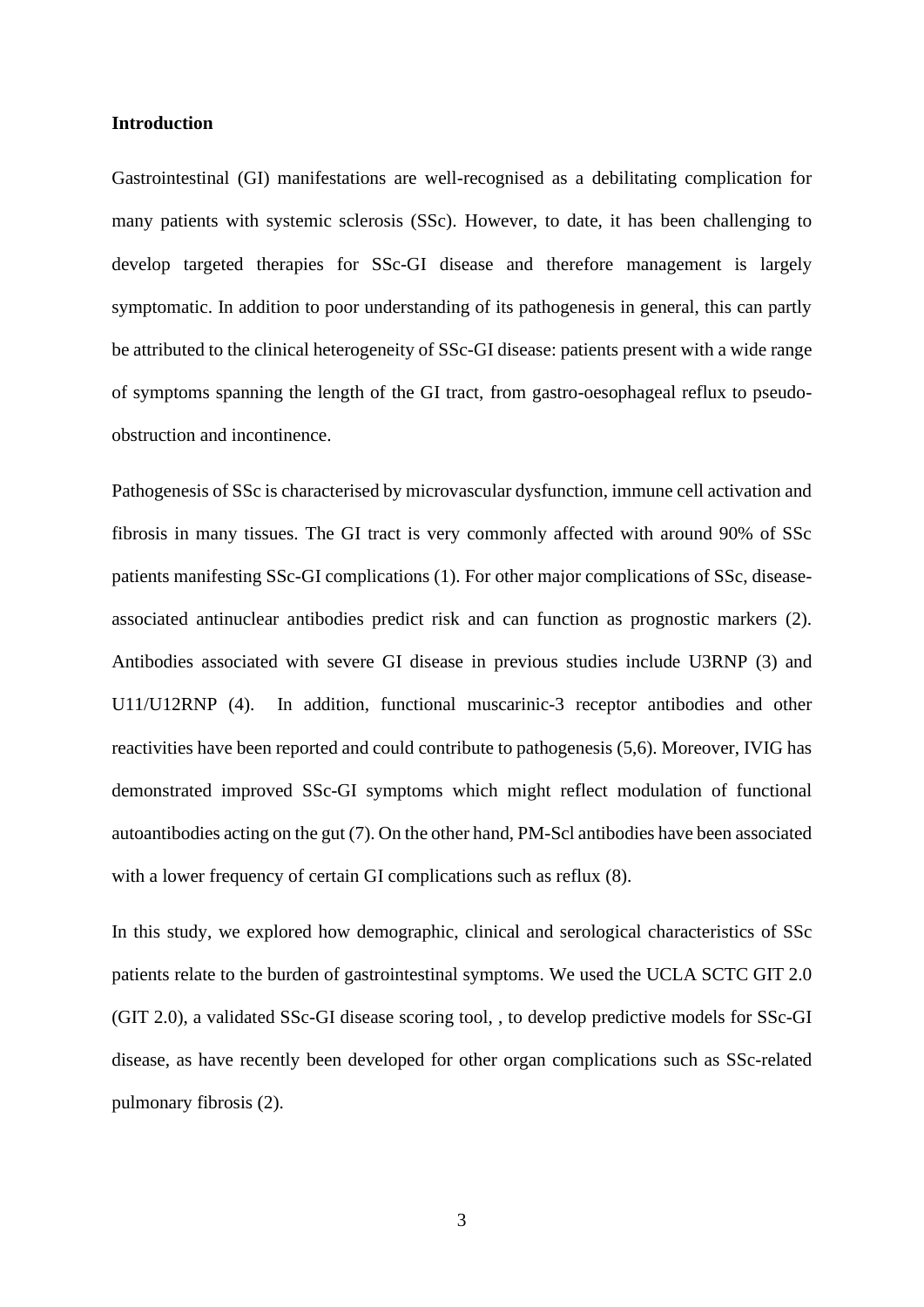## Introduction

Gastrointestinal (GI) manifestations are well-recognised as a debilitating complication for many patients with systemic sclerosis (SSc). However, to date, it has been challenging to develop targeted therapies for SSc-GI disease and therefore management is largely symptomatic. In addition to poor understanding of its pathogenesis in general, this can partly be attributed to the clinical heterogeneity of SSc-GI disease: patients present with a wide range of symptoms spanning the length of the GI tract, from gastro-oesophageal reflux to pseudo-obstruction and incontinence.

Pathogenesis of SSc is characterised by microvascular dysfunction, immune cell activation and fibrosis in many tissues. The GI tract is very commonly affected with around 90% of SSc patients manifesting SSc-GI complications (1). For other major complications of SSc, disease-associated antinuclear antibodies predict risk and can function as prognostic markers (2). Antibodies associated with severe GI disease in previous studies include U3RNP (3) and U11/U12RNP (4). In addition, functional muscarinic-3 receptor antibodies and other reactivities have been reported and could contribute to pathogenesis (5,6). Moreover, IVIG has demonstrated improved SSc-GI symptoms which might reflect modulation of functional autoantibodies acting on the gut (7). On the other hand, PM-Scl antibodies have been associated with a lower frequency of certain GI complications such as reflux (8).

In this study, we explored how demographic, clinical and serological characteristics of SSc patients relate to the burden of gastrointestinal symptoms. We used the UCLA SCTC GIT 2.0 (GIT 2.0), a validated SSc-GI disease scoring tool, , to develop predictive models for SSc-GI disease, as have recently been developed for other organ complications such as SSc-related pulmonary fibrosis (2).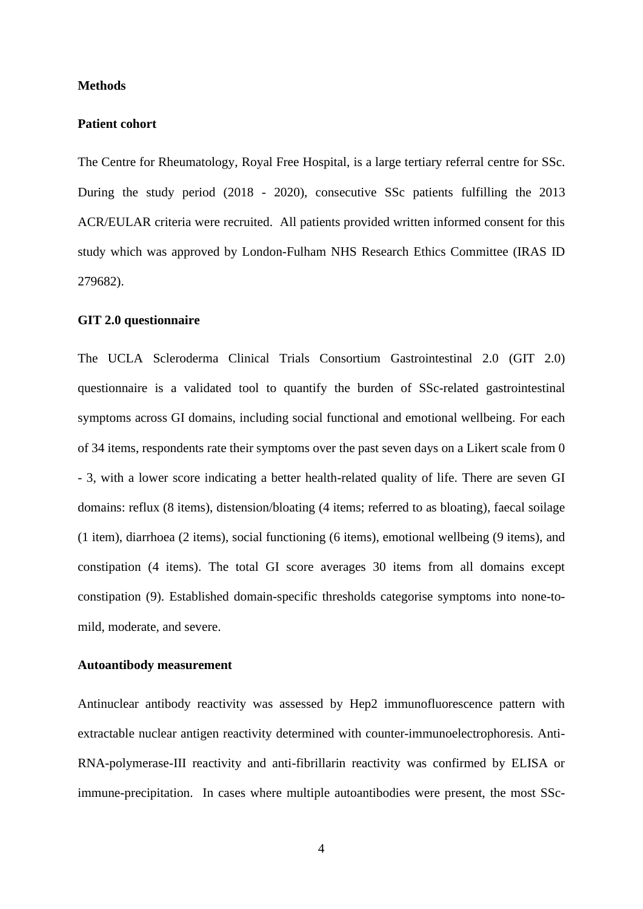## Methods

### Patient cohort

The Centre for Rheumatology, Royal Free Hospital, is a large tertiary referral centre for SSc. During the study period (2018 - 2020), consecutive SSc patients fulfilling the 2013 ACR/EULAR criteria were recruited. All patients provided written informed consent for this study which was approved by London-Fulham NHS Research Ethics Committee (IRAS ID 279682).

### GIT 2.0 questionnaire

The UCLA Scleroderma Clinical Trials Consortium Gastrointestinal 2.0 (GIT 2.0) questionnaire is a validated tool to quantify the burden of SSc-related gastrointestinal symptoms across GI domains, including social functional and emotional wellbeing. For each of 34 items, respondents rate their symptoms over the past seven days on a Likert scale from 0 - 3, with a lower score indicating a better health-related quality of life. There are seven GI domains: reflux (8 items), distension/bloating (4 items; referred to as bloating), faecal soilage (1 item), diarrhoea (2 items), social functioning (6 items), emotional wellbeing (9 items), and constipation (4 items). The total GI score averages 30 items from all domains except constipation (9). Established domain-specific thresholds categorise symptoms into none-to-mild, moderate, and severe.

### Autoantibody measurement

Antinuclear antibody reactivity was assessed by Hep2 immunofluorescence pattern with extractable nuclear antigen reactivity determined with counter-immunoelectrophoresis. Anti-RNA-polymerase-III reactivity and anti-fibrillarin reactivity was confirmed by ELISA or immune-precipitation. In cases where multiple autoantibodies were present, the most SSc-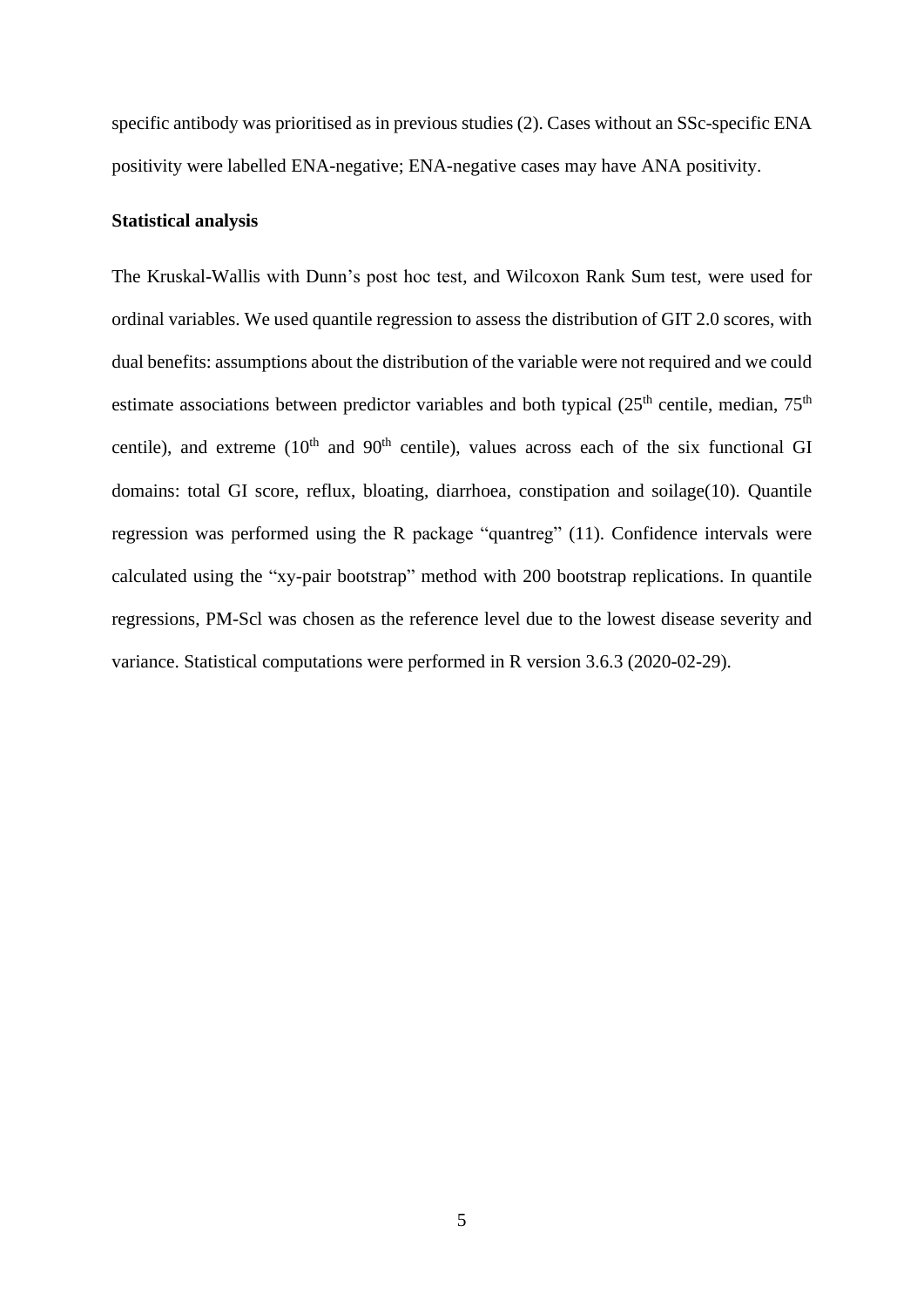specific antibody was prioritised as in previous studies (2). Cases without an SSc-specific ENA positivity were labelled ENA-negative; ENA-negative cases may have ANA positivity.

**Statistical analysis**

The Kruskal-Wallis with Dunn's post hoc test, and Wilcoxon Rank Sum test, were used for ordinal variables. We used quantile regression to assess the distribution of GIT 2.0 scores, with dual benefits: assumptions about the distribution of the variable were not required and we could estimate associations between predictor variables and both typical ($25^{th}$ centile, median, $75^{th}$ centile), and extreme ($10^{th}$ and $90^{th}$ centile), values across each of the six functional GI domains: total GI score, reflux, bloating, diarrhoea, constipation and soilage(10). Quantile regression was performed using the R package "quantreg" (11). Confidence intervals were calculated using the "xy-pair bootstrap" method with 200 bootstrap replications. In quantile regressions, PM-Scl was chosen as the reference level due to the lowest disease severity and variance. Statistical computations were performed in R version 3.6.3 (2020-02-29).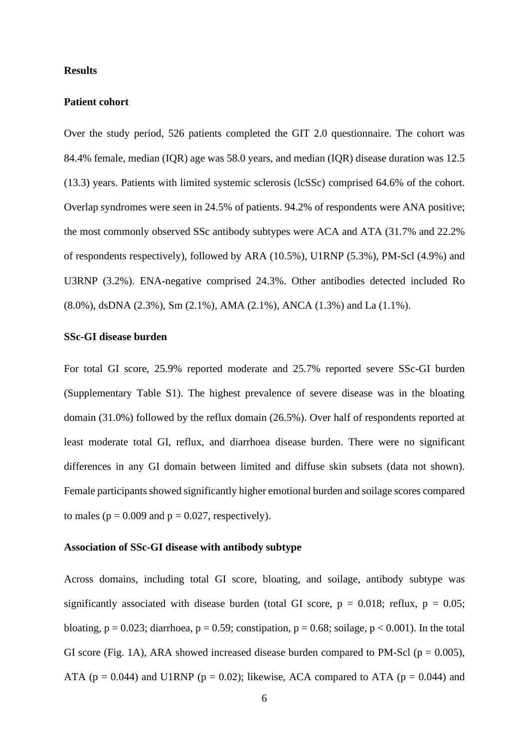## Results

### Patient cohort

Over the study period, 526 patients completed the GIT 2.0 questionnaire. The cohort was 84.4% female, median (IQR) age was 58.0 years, and median (IQR) disease duration was 12.5 (13.3) years. Patients with limited systemic sclerosis (lcSSc) comprised 64.6% of the cohort. Overlap syndromes were seen in 24.5% of patients. 94.2% of respondents were ANA positive; the most commonly observed SSc antibody subtypes were ACA and ATA (31.7% and 22.2% of respondents respectively), followed by ARA (10.5%), U1RNP (5.3%), PM-Scl (4.9%) and U3RNP (3.2%). ENA-negative comprised 24.3%. Other antibodies detected included Ro (8.0%), dsDNA (2.3%), Sm (2.1%), AMA (2.1%), ANCA (1.3%) and La (1.1%).

### SSc-GI disease burden

For total GI score, 25.9% reported moderate and 25.7% reported severe SSc-GI burden (Supplementary Table S1). The highest prevalence of severe disease was in the bloating domain (31.0%) followed by the reflux domain (26.5%). Over half of respondents reported at least moderate total GI, reflux, and diarrhoea disease burden. There were no significant differences in any GI domain between limited and diffuse skin subsets (data not shown). Female participants showed significantly higher emotional burden and soilage scores compared to males ($p = 0.009$ and $p = 0.027$, respectively).

### Association of SSc-GI disease with antibody subtype

Across domains, including total GI score, bloating, and soilage, antibody subtype was significantly associated with disease burden (total GI score, $p = 0.018$; reflux, $p = 0.05$; bloating, $p = 0.023$; diarrhoea, $p = 0.59$; constipation, $p = 0.68$; soilage, $p < 0.001$). In the total GI score (Fig. 1A), ARA showed increased disease burden compared to PM-Scl ($p = 0.005$), ATA ($p = 0.044$) and U1RNP ($p = 0.02$); likewise, ACA compared to ATA ($p = 0.044$) and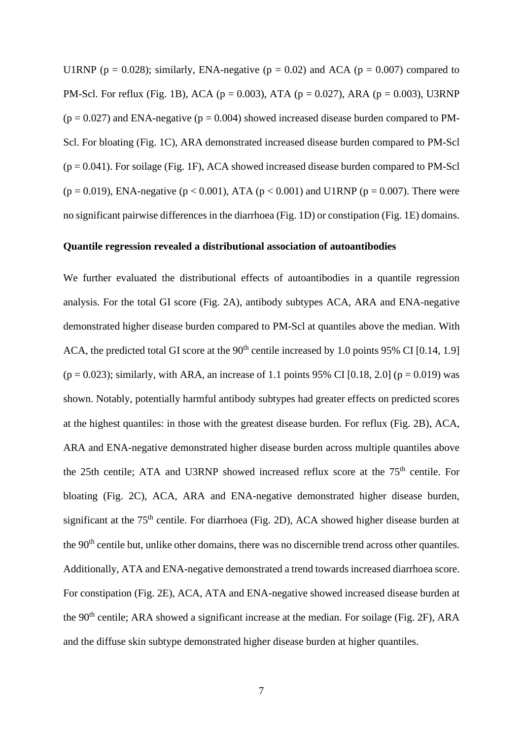U1RNP ($p = 0.028$); similarly, ENA-negative ($p = 0.02$) and ACA ($p = 0.007$) compared to PM-Scl. For reflux (Fig. 1B), ACA ($p = 0.003$), ATA ($p = 0.027$), ARA ($p = 0.003$), U3RNP ($p = 0.027$) and ENA-negative ($p = 0.004$) showed increased disease burden compared to PM-Scl. For bloating (Fig. 1C), ARA demonstrated increased disease burden compared to PM-Scl ($p = 0.041$). For soilage (Fig. 1F), ACA showed increased disease burden compared to PM-Scl ($p = 0.019$), ENA-negative ($p < 0.001$), ATA ($p < 0.001$) and U1RNP ($p = 0.007$). There were no significant pairwise differences in the diarrhoea (Fig. 1D) or constipation (Fig. 1E) domains.

**Quantile regression revealed a distributional association of autoantibodies**

We further evaluated the distributional effects of autoantibodies in a quantile regression analysis. For the total GI score (Fig. 2A), antibody subtypes ACA, ARA and ENA-negative demonstrated higher disease burden compared to PM-Scl at quantiles above the median. With ACA, the predicted total GI score at the $90^{th}$ centile increased by 1.0 points 95% CI [0.14, 1.9] ($p = 0.023$); similarly, with ARA, an increase of 1.1 points 95% CI [0.18, 2.0] ($p = 0.019$) was shown. Notably, potentially harmful antibody subtypes had greater effects on predicted scores at the highest quantiles: in those with the greatest disease burden. For reflux (Fig. 2B), ACA, ARA and ENA-negative demonstrated higher disease burden across multiple quantiles above the 25th centile; ATA and U3RNP showed increased reflux score at the $75^{th}$ centile. For bloating (Fig. 2C), ACA, ARA and ENA-negative demonstrated higher disease burden, significant at the $75^{th}$ centile. For diarrhoea (Fig. 2D), ACA showed higher disease burden at the $90^{th}$ centile but, unlike other domains, there was no discernible trend across other quantiles. Additionally, ATA and ENA-negative demonstrated a trend towards increased diarrhoea score. For constipation (Fig. 2E), ACA, ATA and ENA-negative showed increased disease burden at the $90^{th}$ centile; ARA showed a significant increase at the median. For soilage (Fig. 2F), ARA and the diffuse skin subtype demonstrated higher disease burden at higher quantiles.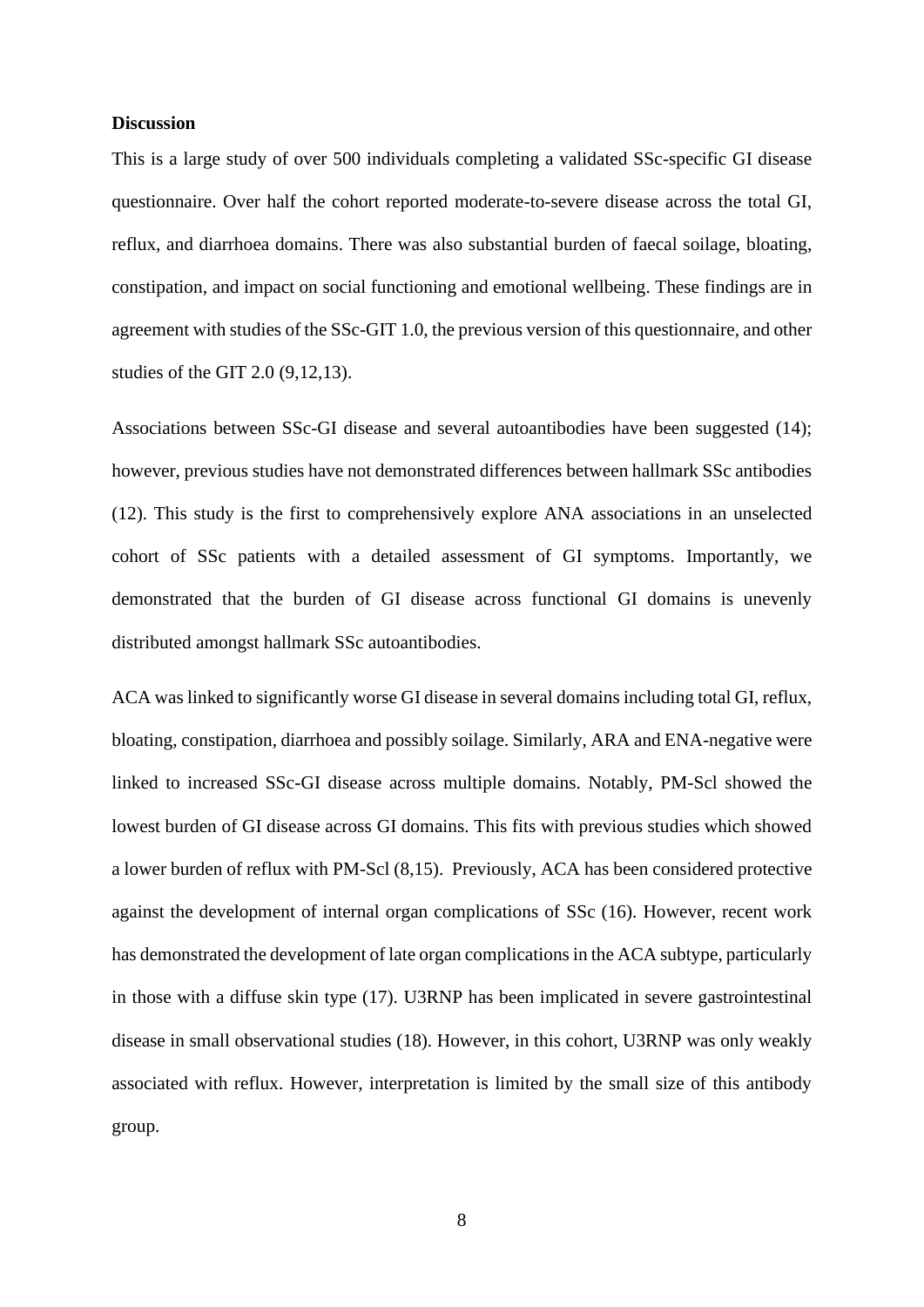**Discussion**

This is a large study of over 500 individuals completing a validated SSc-specific GI disease questionnaire. Over half the cohort reported moderate-to-severe disease across the total GI, reflux, and diarrhoea domains. There was also substantial burden of faecal soilage, bloating, constipation, and impact on social functioning and emotional wellbeing. These findings are in agreement with studies of the SSc-GIT 1.0, the previous version of this questionnaire, and other studies of the GIT 2.0 (9,12,13).

Associations between SSc-GI disease and several autoantibodies have been suggested (14); however, previous studies have not demonstrated differences between hallmark SSc antibodies (12). This study is the first to comprehensively explore ANA associations in an unselected cohort of SSc patients with a detailed assessment of GI symptoms. Importantly, we demonstrated that the burden of GI disease across functional GI domains is unevenly distributed amongst hallmark SSc autoantibodies.

ACA was linked to significantly worse GI disease in several domains including total GI, reflux, bloating, constipation, diarrhoea and possibly soilage. Similarly, ARA and ENA-negative were linked to increased SSc-GI disease across multiple domains. Notably, PM-Scl showed the lowest burden of GI disease across GI domains. This fits with previous studies which showed a lower burden of reflux with PM-Scl (8,15). Previously, ACA has been considered protective against the development of internal organ complications of SSc (16). However, recent work has demonstrated the development of late organ complications in the ACA subtype, particularly in those with a diffuse skin type (17). U3RNP has been implicated in severe gastrointestinal disease in small observational studies (18). However, in this cohort, U3RNP was only weakly associated with reflux. However, interpretation is limited by the small size of this antibody group.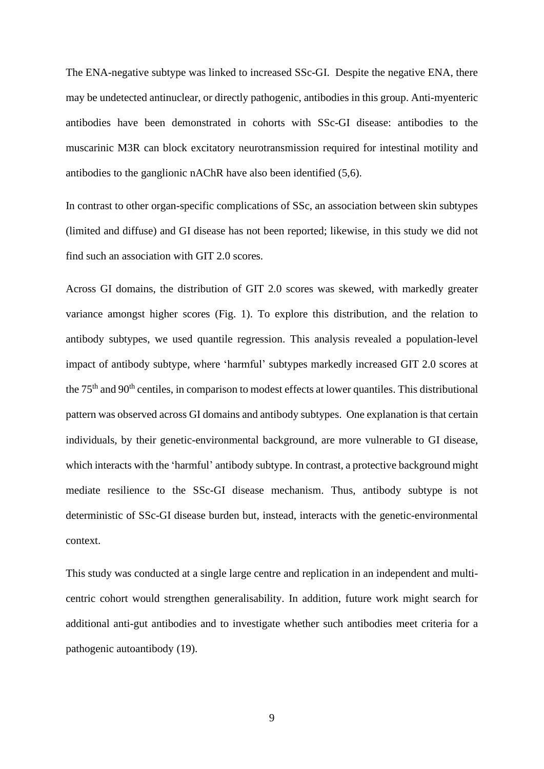The ENA-negative subtype was linked to increased SSc-GI. Despite the negative ENA, there may be undetected antinuclear, or directly pathogenic, antibodies in this group. Anti-myenteric antibodies have been demonstrated in cohorts with SSc-GI disease: antibodies to the muscarinic M3R can block excitatory neurotransmission required for intestinal motility and antibodies to the ganglionic nAChR have also been identified (5,6).

In contrast to other organ-specific complications of SSc, an association between skin subtypes (limited and diffuse) and GI disease has not been reported; likewise, in this study we did not find such an association with GIT 2.0 scores.

Across GI domains, the distribution of GIT 2.0 scores was skewed, with markedly greater variance amongst higher scores (Fig. 1). To explore this distribution, and the relation to antibody subtypes, we used quantile regression. This analysis revealed a population-level impact of antibody subtype, where 'harmful' subtypes markedly increased GIT 2.0 scores at the $75^{th}$ and $90^{th}$ centiles, in comparison to modest effects at lower quantiles. This distributional pattern was observed across GI domains and antibody subtypes. One explanation is that certain individuals, by their genetic-environmental background, are more vulnerable to GI disease, which interacts with the 'harmful' antibody subtype. In contrast, a protective background might mediate resilience to the SSc-GI disease mechanism. Thus, antibody subtype is not deterministic of SSc-GI disease burden but, instead, interacts with the genetic-environmental context.

This study was conducted at a single large centre and replication in an independent and multi-centric cohort would strengthen generalisability. In addition, future work might search for additional anti-gut antibodies and to investigate whether such antibodies meet criteria for a pathogenic autoantibody (19).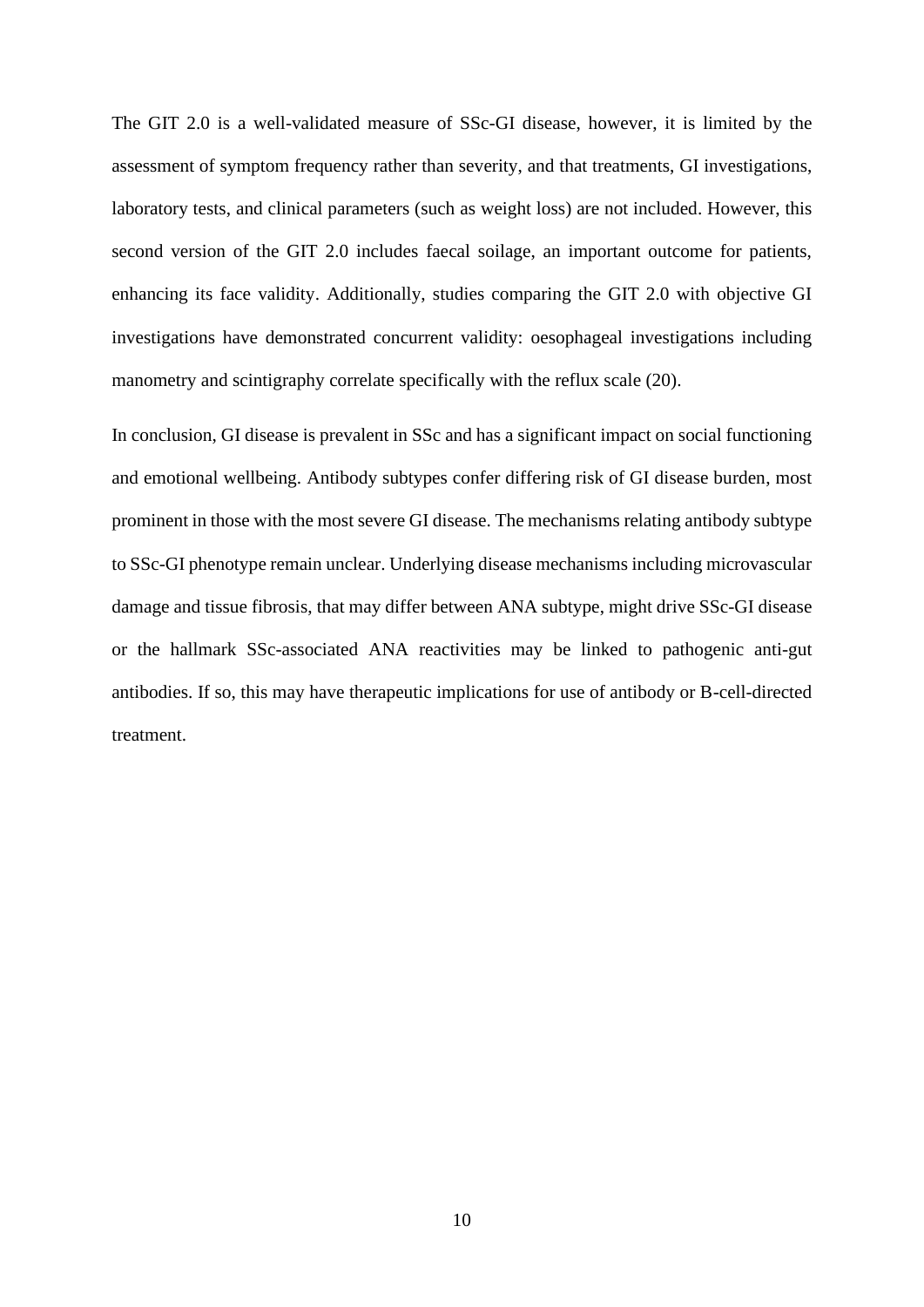The GIT 2.0 is a well-validated measure of SSc-GI disease, however, it is limited by the assessment of symptom frequency rather than severity, and that treatments, GI investigations, laboratory tests, and clinical parameters (such as weight loss) are not included. However, this second version of the GIT 2.0 includes faecal soilage, an important outcome for patients, enhancing its face validity. Additionally, studies comparing the GIT 2.0 with objective GI investigations have demonstrated concurrent validity: oesophageal investigations including manometry and scintigraphy correlate specifically with the reflux scale (20).

In conclusion, GI disease is prevalent in SSc and has a significant impact on social functioning and emotional wellbeing. Antibody subtypes confer differing risk of GI disease burden, most prominent in those with the most severe GI disease. The mechanisms relating antibody subtype to SSc-GI phenotype remain unclear. Underlying disease mechanisms including microvascular damage and tissue fibrosis, that may differ between ANA subtype, might drive SSc-GI disease or the hallmark SSc-associated ANA reactivities may be linked to pathogenic anti-gut antibodies. If so, this may have therapeutic implications for use of antibody or B-cell-directed treatment.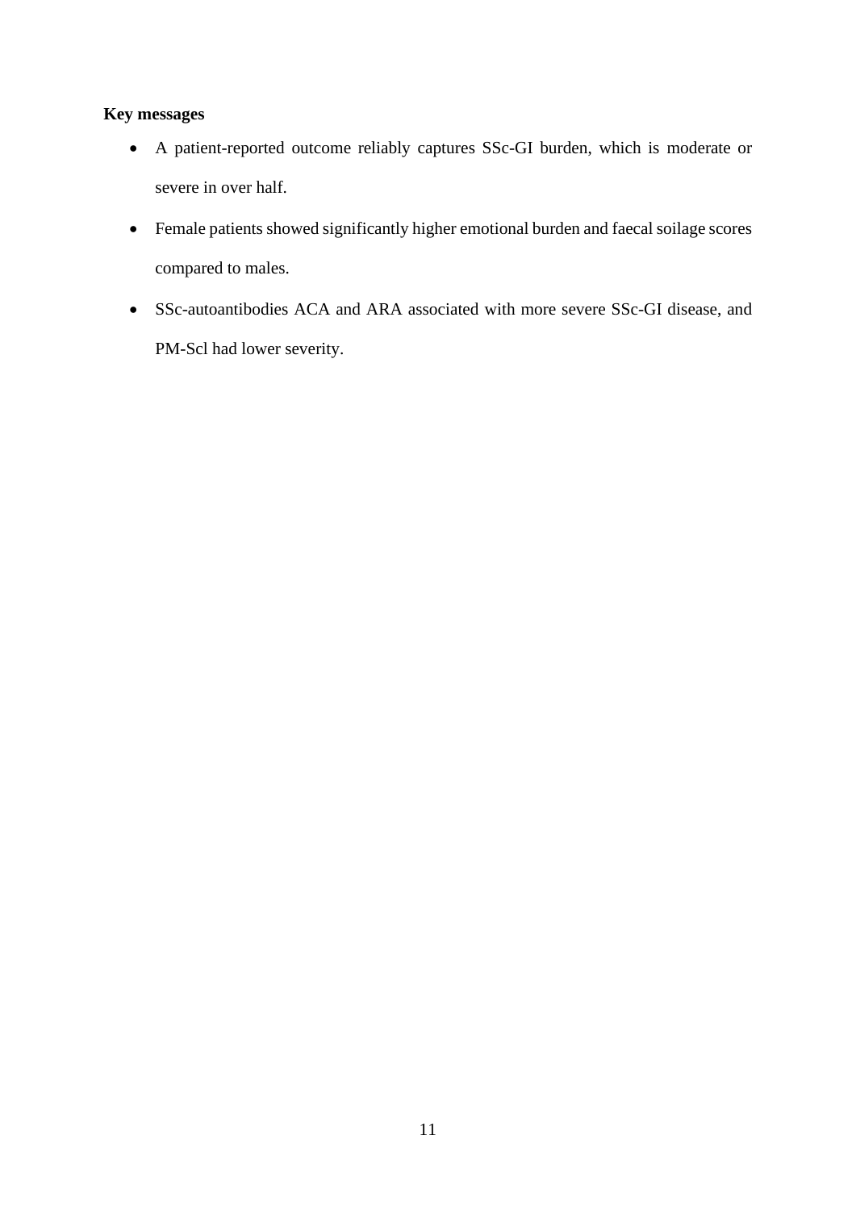**Key messages**

- A patient-reported outcome reliably captures SSc-GI burden, which is moderate or severe in over half.
- Female patients showed significantly higher emotional burden and faecal soilage scores compared to males.
- SSc-autoantibodies ACA and ARA associated with more severe SSc-GI disease, and PM-Scl had lower severity.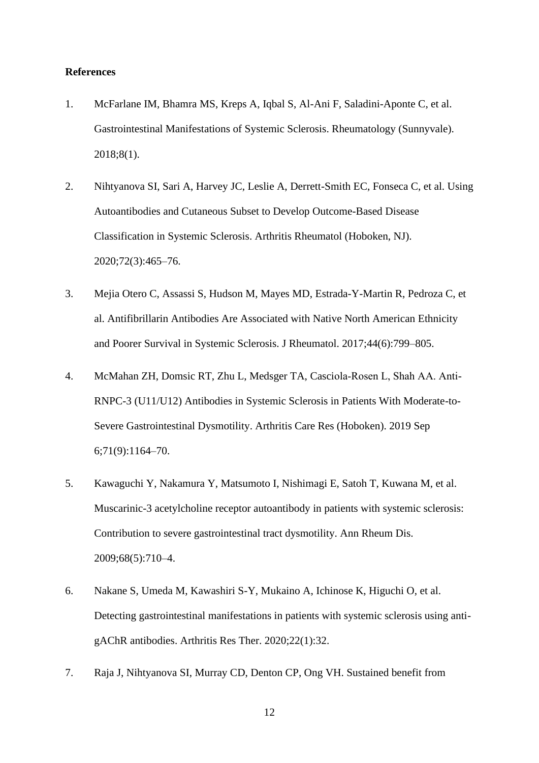**References**

1. McFarlane IM, Bhamra MS, Kreps A, Iqbal S, Al-Ani F, Saladini-Aponte C, et al. Gastrointestinal Manifestations of Systemic Sclerosis. Rheumatology (Sunnyvale). 2018;8(1).

2. Nihtyanova SI, Sari A, Harvey JC, Leslie A, Derrett-Smith EC, Fonseca C, et al. Using Autoantibodies and Cutaneous Subset to Develop Outcome-Based Disease Classification in Systemic Sclerosis. Arthritis Rheumatol (Hoboken, NJ). 2020;72(3):465–76.

3. Mejia Otero C, Assassi S, Hudson M, Mayes MD, Estrada-Y-Martin R, Pedroza C, et al. Antifibrillarin Antibodies Are Associated with Native North American Ethnicity and Poorer Survival in Systemic Sclerosis. J Rheumatol. 2017;44(6):799–805.

4. McMahan ZH, Domsic RT, Zhu L, Medsger TA, Casciola-Rosen L, Shah AA. Anti-RNPC-3 (U11/U12) Antibodies in Systemic Sclerosis in Patients With Moderate-to-Severe Gastrointestinal Dysmotility. Arthritis Care Res (Hoboken). 2019 Sep 6;71(9):1164–70.

5. Kawaguchi Y, Nakamura Y, Matsumoto I, Nishimagi E, Satoh T, Kuwana M, et al. Muscarinic-3 acetylcholine receptor autoantibody in patients with systemic sclerosis: Contribution to severe gastrointestinal tract dysmotility. Ann Rheum Dis. 2009;68(5):710–4.

6. Nakane S, Umeda M, Kawashiri S-Y, Mukaino A, Ichinose K, Higuchi O, et al. Detecting gastrointestinal manifestations in patients with systemic sclerosis using anti-gAChR antibodies. Arthritis Res Ther. 2020;22(1):32.

7. Raja J, Nihtyanova SI, Murray CD, Denton CP, Ong VH. Sustained benefit from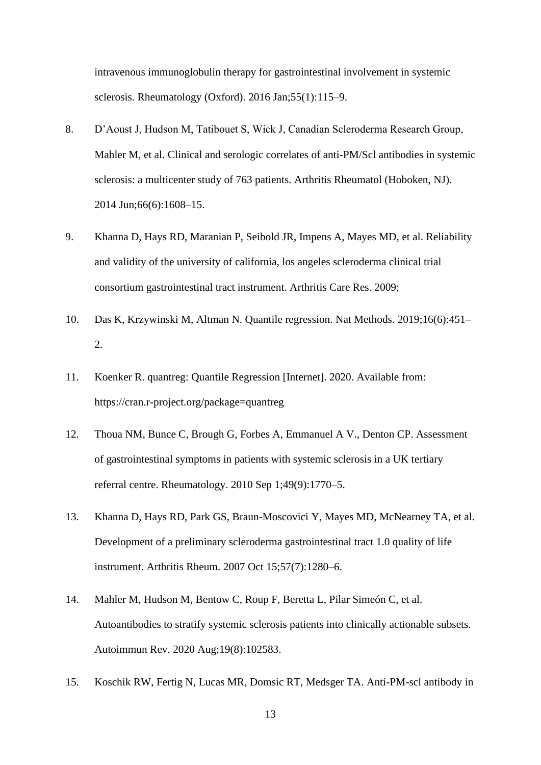intravenous immunoglobulin therapy for gastrointestinal involvement in systemic sclerosis. Rheumatology (Oxford). 2016 Jan;55(1):115–9.

8. D'Aoust J, Hudson M, Tatibouet S, Wick J, Canadian Scleroderma Research Group, Mahler M, et al. Clinical and serologic correlates of anti-PM/Scl antibodies in systemic sclerosis: a multicenter study of 763 patients. Arthritis Rheumatol (Hoboken, NJ). 2014 Jun;66(6):1608–15.

9. Khanna D, Hays RD, Maranian P, Seibold JR, Impens A, Mayes MD, et al. Reliability and validity of the university of california, los angeles scleroderma clinical trial consortium gastrointestinal tract instrument. Arthritis Care Res. 2009;

10. Das K, Krzywinski M, Altman N. Quantile regression. Nat Methods. 2019;16(6):451–2.

11. Koenker R. quantreg: Quantile Regression [Internet]. 2020. Available from: https://cran.r-project.org/package=quantreg

12. Thoua NM, Bunce C, Brough G, Forbes A, Emmanuel A V., Denton CP. Assessment of gastrointestinal symptoms in patients with systemic sclerosis in a UK tertiary referral centre. Rheumatology. 2010 Sep 1;49(9):1770–5.

13. Khanna D, Hays RD, Park GS, Braun-Moscovici Y, Mayes MD, McNearney TA, et al. Development of a preliminary scleroderma gastrointestinal tract 1.0 quality of life instrument. Arthritis Rheum. 2007 Oct 15;57(7):1280–6.

14. Mahler M, Hudson M, Bentow C, Roup F, Beretta L, Pilar Simeón C, et al. Autoantibodies to stratify systemic sclerosis patients into clinically actionable subsets. Autoimmun Rev. 2020 Aug;19(8):102583.

15. Koschik RW, Fertig N, Lucas MR, Domsic RT, Medsger TA. Anti-PM-scl antibody in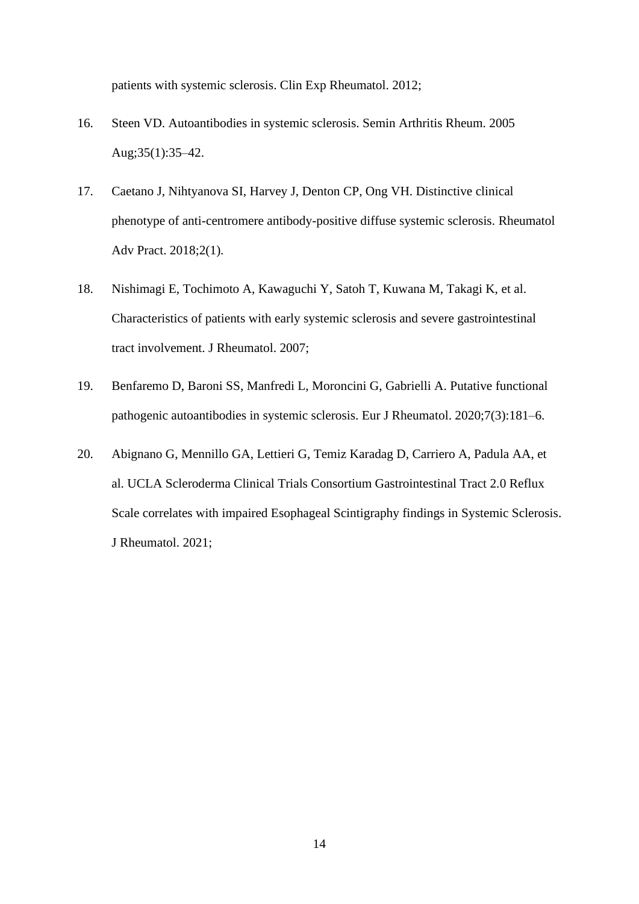patients with systemic sclerosis. Clin Exp Rheumatol. 2012;

16. Steen VD. Autoantibodies in systemic sclerosis. Semin Arthritis Rheum. 2005 Aug;35(1):35–42.

17. Caetano J, Nihtyanova SI, Harvey J, Denton CP, Ong VH. Distinctive clinical phenotype of anti-centromere antibody-positive diffuse systemic sclerosis. Rheumatol Adv Pract. 2018;2(1).

18. Nishimagi E, Tochimoto A, Kawaguchi Y, Satoh T, Kuwana M, Takagi K, et al. Characteristics of patients with early systemic sclerosis and severe gastrointestinal tract involvement. J Rheumatol. 2007;

19. Benfaremo D, Baroni SS, Manfredi L, Moroncini G, Gabrielli A. Putative functional pathogenic autoantibodies in systemic sclerosis. Eur J Rheumatol. 2020;7(3):181–6.

20. Abignano G, Mennillo GA, Lettieri G, Temiz Karadag D, Carriero A, Padula AA, et al. UCLA Scleroderma Clinical Trials Consortium Gastrointestinal Tract 2.0 Reflux Scale correlates with impaired Esophageal Scintigraphy findings in Systemic Sclerosis. J Rheumatol. 2021;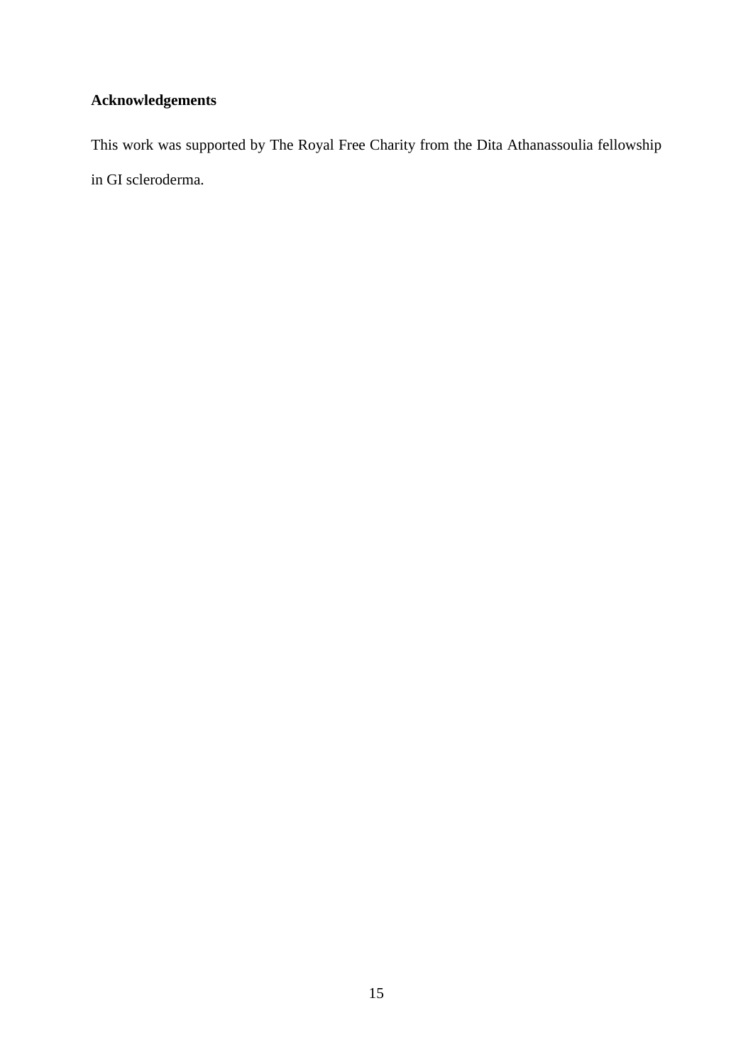## Acknowledgements

This work was supported by The Royal Free Charity from the Dita Athanassoulia fellowship in GI scleroderma.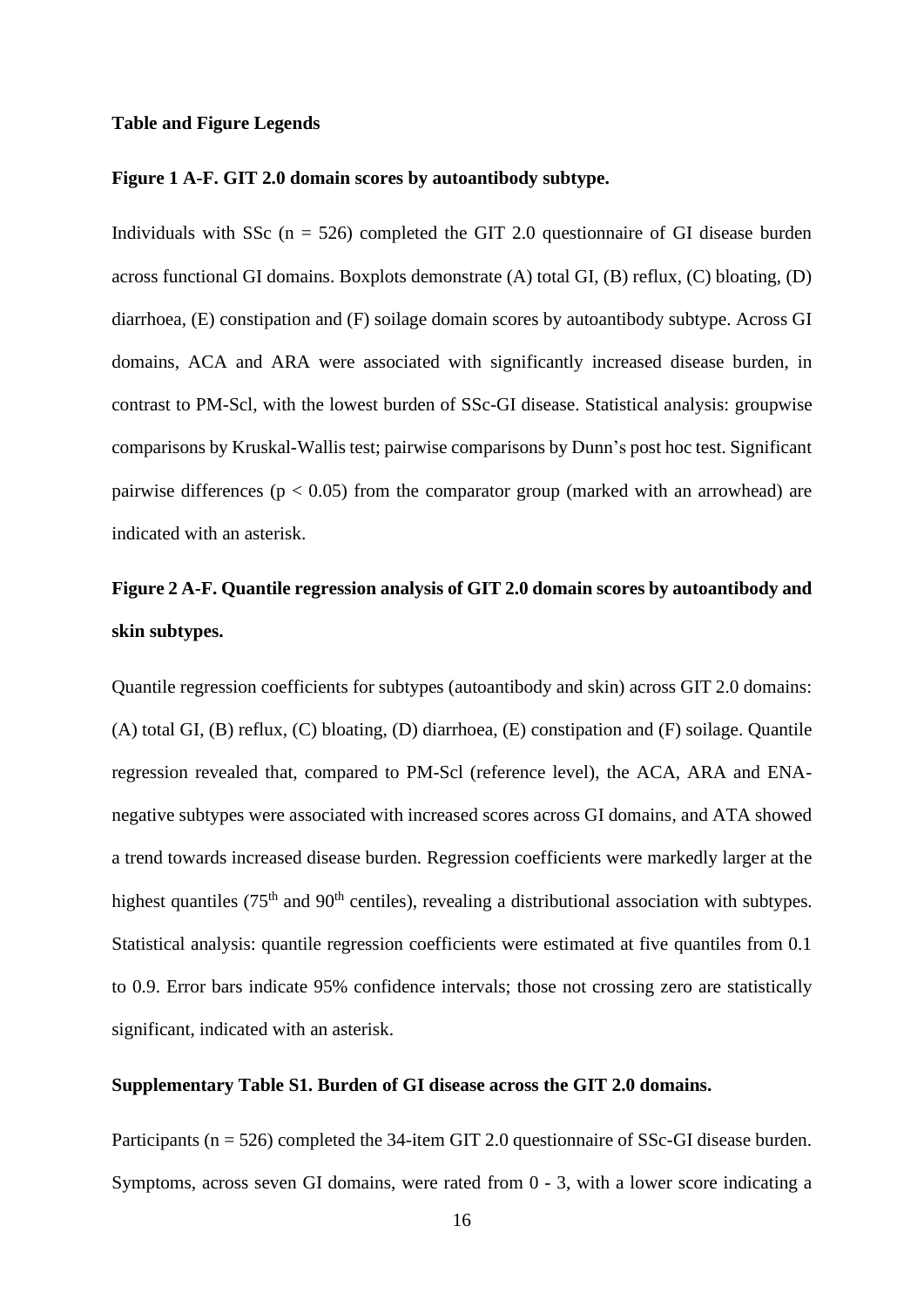**Table and Figure Legends**

**Figure 1 A-F. GIT 2.0 domain scores by autoantibody subtype.**

Individuals with SSc ($n = 526$) completed the GIT 2.0 questionnaire of GI disease burden across functional GI domains. Boxplots demonstrate (A) total GI, (B) reflux, (C) bloating, (D) diarrhoea, (E) constipation and (F) soilage domain scores by autoantibody subtype. Across GI domains, ACA and ARA were associated with significantly increased disease burden, in contrast to PM-Scl, with the lowest burden of SSc-GI disease. Statistical analysis: groupwise comparisons by Kruskal-Wallis test; pairwise comparisons by Dunn's post hoc test. Significant pairwise differences ($p < 0.05$) from the comparator group (marked with an arrowhead) are indicated with an asterisk.

**Figure 2 A-F. Quantile regression analysis of GIT 2.0 domain scores by autoantibody and skin subtypes.**

Quantile regression coefficients for subtypes (autoantibody and skin) across GIT 2.0 domains: (A) total GI, (B) reflux, (C) bloating, (D) diarrhoea, (E) constipation and (F) soilage. Quantile regression revealed that, compared to PM-Scl (reference level), the ACA, ARA and ENA-negative subtypes were associated with increased scores across GI domains, and ATA showed a trend towards increased disease burden. Regression coefficients were markedly larger at the highest quantiles ($75^{th}$ and $90^{th}$ centiles), revealing a distributional association with subtypes. Statistical analysis: quantile regression coefficients were estimated at five quantiles from 0.1 to 0.9. Error bars indicate 95% confidence intervals; those not crossing zero are statistically significant, indicated with an asterisk.

**Supplementary Table S1. Burden of GI disease across the GIT 2.0 domains.**

Participants ($n = 526$) completed the 34-item GIT 2.0 questionnaire of SSc-GI disease burden. Symptoms, across seven GI domains, were rated from 0 - 3, with a lower score indicating a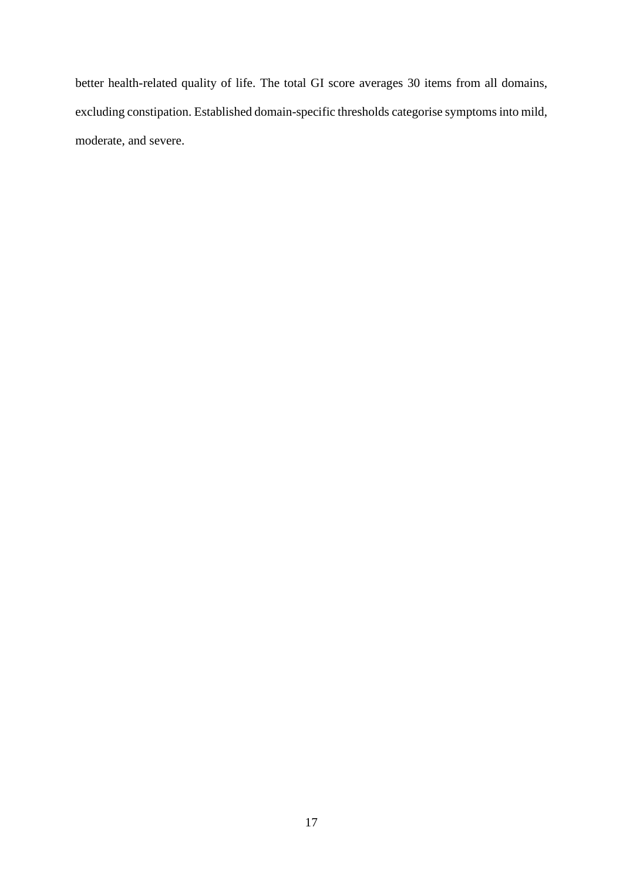better health-related quality of life. The total GI score averages 30 items from all domains, excluding constipation. Established domain-specific thresholds categorise symptoms into mild, moderate, and severe.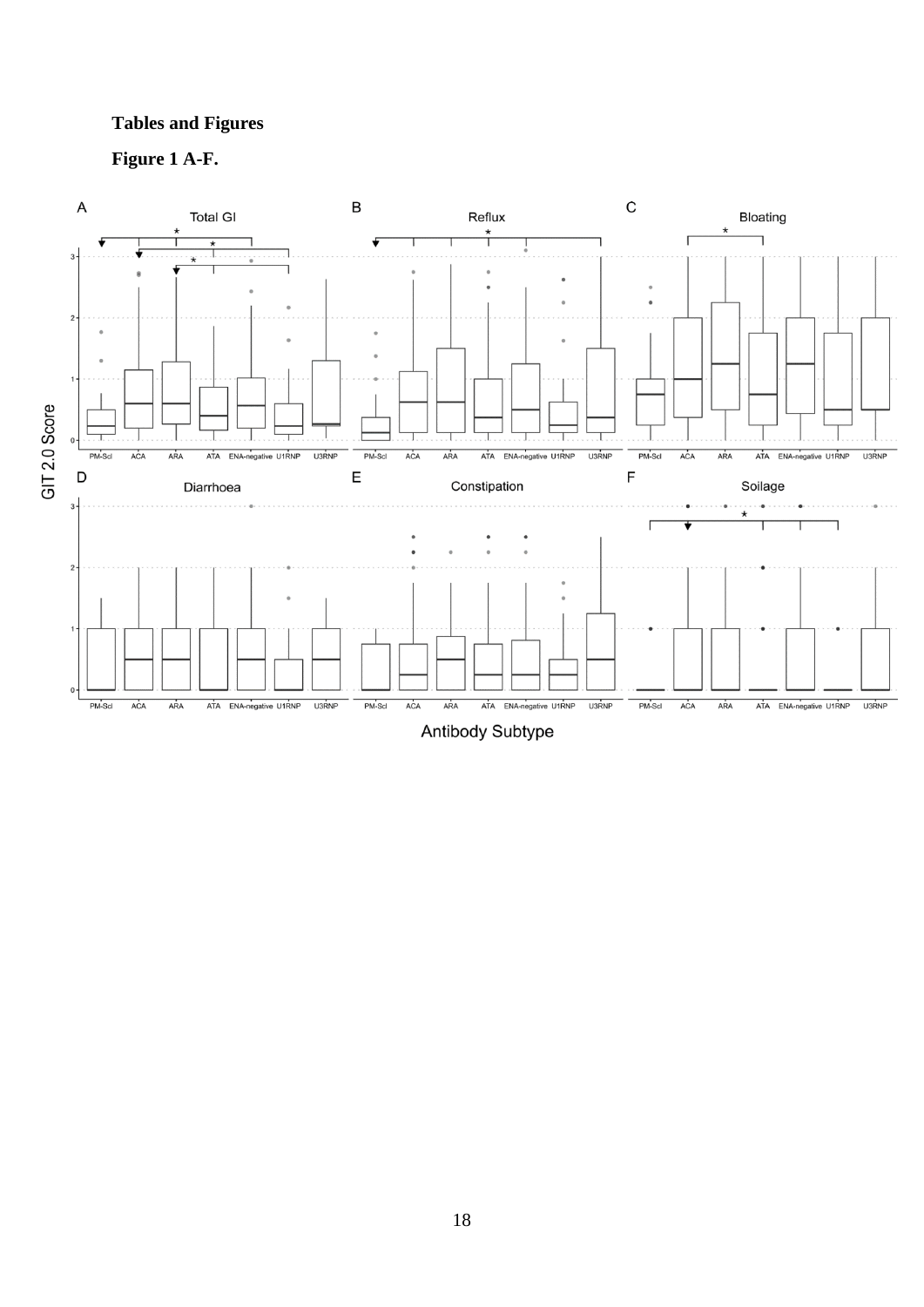**Tables and Figures**

**Figure 1 A-F.**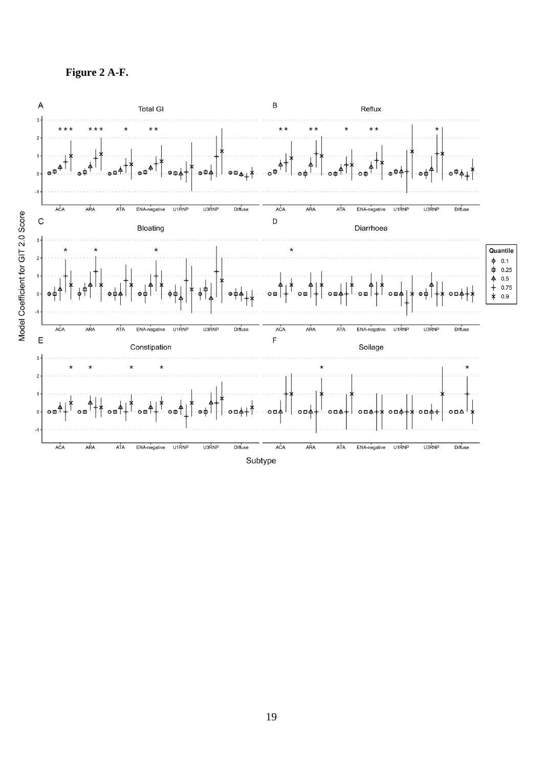**Figure 2 A-F.**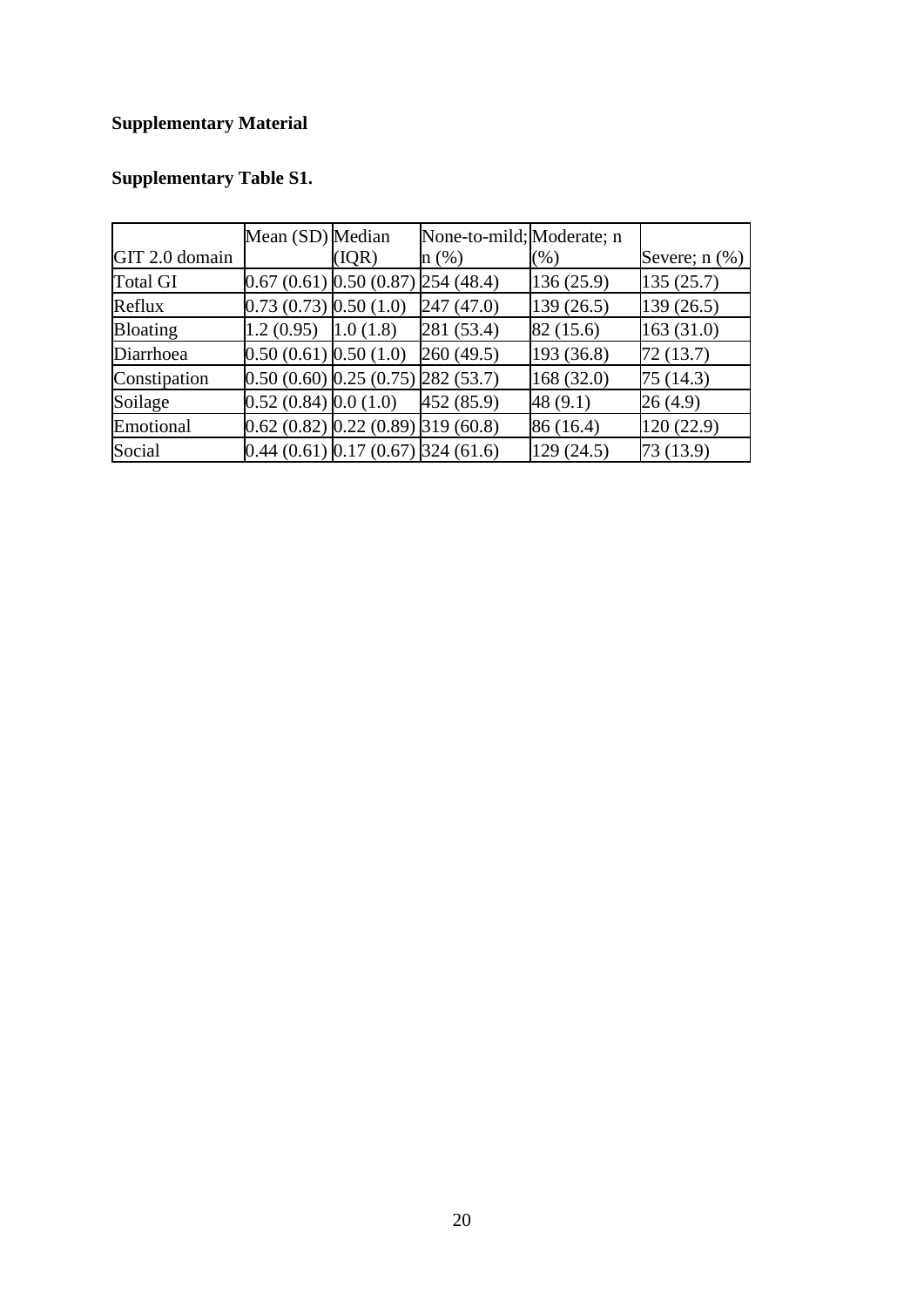**Supplementary Material**

**Supplementary Table S1.**

| GIT 2.0 domain | Mean (SD) | Median (IQR) | None-to-mild; n (%) | Moderate; n (%) | Severe; n (%) |
|---|---|---|---|---|---|
| Total GI | 0.67 (0.61) | 0.50 (0.87) | 254 (48.4) | 136 (25.9) | 135 (25.7) |
| Reflux | 0.73 (0.73) | 0.50 (1.0) | 247 (47.0) | 139 (26.5) | 139 (26.5) |
| Bloating | 1.2 (0.95) | 1.0 (1.8) | 281 (53.4) | 82 (15.6) | 163 (31.0) |
| Diarrhoea | 0.50 (0.61) | 0.50 (1.0) | 260 (49.5) | 193 (36.8) | 72 (13.7) |
| Constipation | 0.50 (0.60) | 0.25 (0.75) | 282 (53.7) | 168 (32.0) | 75 (14.3) |
| Soilage | 0.52 (0.84) | 0.0 (1.0) | 452 (85.9) | 48 (9.1) | 26 (4.9) |
| Emotional | 0.62 (0.82) | 0.22 (0.89) | 319 (60.8) | 86 (16.4) | 120 (22.9) |
| Social | 0.44 (0.61) | 0.17 (0.67) | 324 (61.6) | 129 (24.5) | 73 (13.9) |